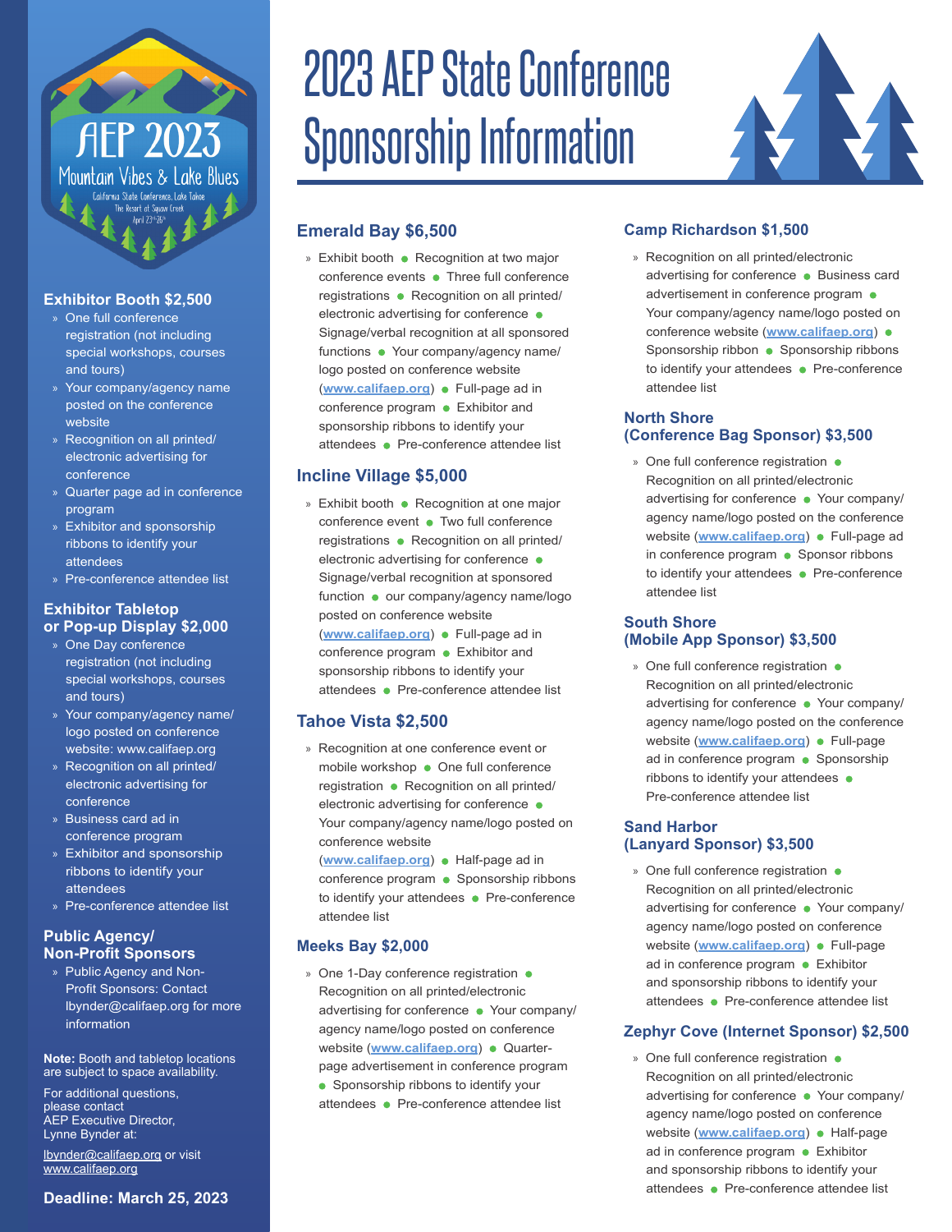# 2023 AEP State Conference Sponsorship Information

AEP 2023
Mountain Vibes & Lake Blues
California State Conference, Lake Tahoe
The Resort at Squaw Creek
April 23rd-26th

## Exhibitor Booth $2,500

- One full conference registration (not including special workshops, courses and tours)
- Your company/agency name posted on the conference website
- Recognition on all printed/ electronic advertising for conference
- Quarter page ad in conference program
- Exhibitor and sponsorship ribbons to identify your attendees
- Pre-conference attendee list

## Exhibitor Tabletop or Pop-up Display $2,000

- One Day conference registration (not including special workshops, courses and tours)
- Your company/agency name/ logo posted on conference website: www.califaep.org
- Recognition on all printed/ electronic advertising for conference
- Business card ad in conference program
- Exhibitor and sponsorship ribbons to identify your attendees
- Pre-conference attendee list

## Public Agency/ Non-Profit Sponsors

- Public Agency and Non-Profit Sponsors: Contact lbynder@califaep.org for more information

**Note:** Booth and tabletop locations are subject to space availability.

For additional questions, please contact AEP Executive Director, Lynne Bynder at:

lbynder@califaep.org or visit www.califaep.org

**Deadline: March 25, 2023**

## Emerald Bay $6,500

- Exhibit booth • Recognition at two major conference events • Three full conference registrations • Recognition on all printed/ electronic advertising for conference • Signage/verbal recognition at all sponsored functions • Your company/agency name/ logo posted on conference website (www.califaep.org) • Full-page ad in conference program • Exhibitor and sponsorship ribbons to identify your attendees • Pre-conference attendee list

## Incline Village $5,000

- Exhibit booth • Recognition at one major conference event • Two full conference registrations • Recognition on all printed/ electronic advertising for conference • Signage/verbal recognition at sponsored function • our company/agency name/logo posted on conference website (www.califaep.org) • Full-page ad in conference program • Exhibitor and sponsorship ribbons to identify your attendees • Pre-conference attendee list

## Tahoe Vista $2,500

- Recognition at one conference event or mobile workshop • One full conference registration • Recognition on all printed/ electronic advertising for conference • Your company/agency name/logo posted on conference website (www.califaep.org) • Half-page ad in conference program • Sponsorship ribbons to identify your attendees • Pre-conference attendee list

## Meeks Bay $2,000

- One 1-Day conference registration • Recognition on all printed/electronic advertising for conference • Your company/ agency name/logo posted on conference website (www.califaep.org) • Quarter-page advertisement in conference program • Sponsorship ribbons to identify your attendees • Pre-conference attendee list

## Camp Richardson $1,500

- Recognition on all printed/electronic advertising for conference • Business card advertisement in conference program • Your company/agency name/logo posted on conference website (www.califaep.org) • Sponsorship ribbon • Sponsorship ribbons to identify your attendees • Pre-conference attendee list

## North Shore (Conference Bag Sponsor) $3,500

- One full conference registration • Recognition on all printed/electronic advertising for conference • Your company/ agency name/logo posted on the conference website (www.califaep.org) • Full-page ad in conference program • Sponsor ribbons to identify your attendees • Pre-conference attendee list

## South Shore (Mobile App Sponsor) $3,500

- One full conference registration • Recognition on all printed/electronic advertising for conference • Your company/ agency name/logo posted on the conference website (www.califaep.org) • Full-page ad in conference program • Sponsorship ribbons to identify your attendees • Pre-conference attendee list

## Sand Harbor (Lanyard Sponsor) $3,500

- One full conference registration • Recognition on all printed/electronic advertising for conference • Your company/ agency name/logo posted on conference website (www.califaep.org) • Full-page ad in conference program • Exhibitor and sponsorship ribbons to identify your attendees • Pre-conference attendee list

## Zephyr Cove (Internet Sponsor) $2,500

- One full conference registration • Recognition on all printed/electronic advertising for conference • Your company/ agency name/logo posted on conference website (www.califaep.org) • Half-page ad in conference program • Exhibitor and sponsorship ribbons to identify your attendees • Pre-conference attendee list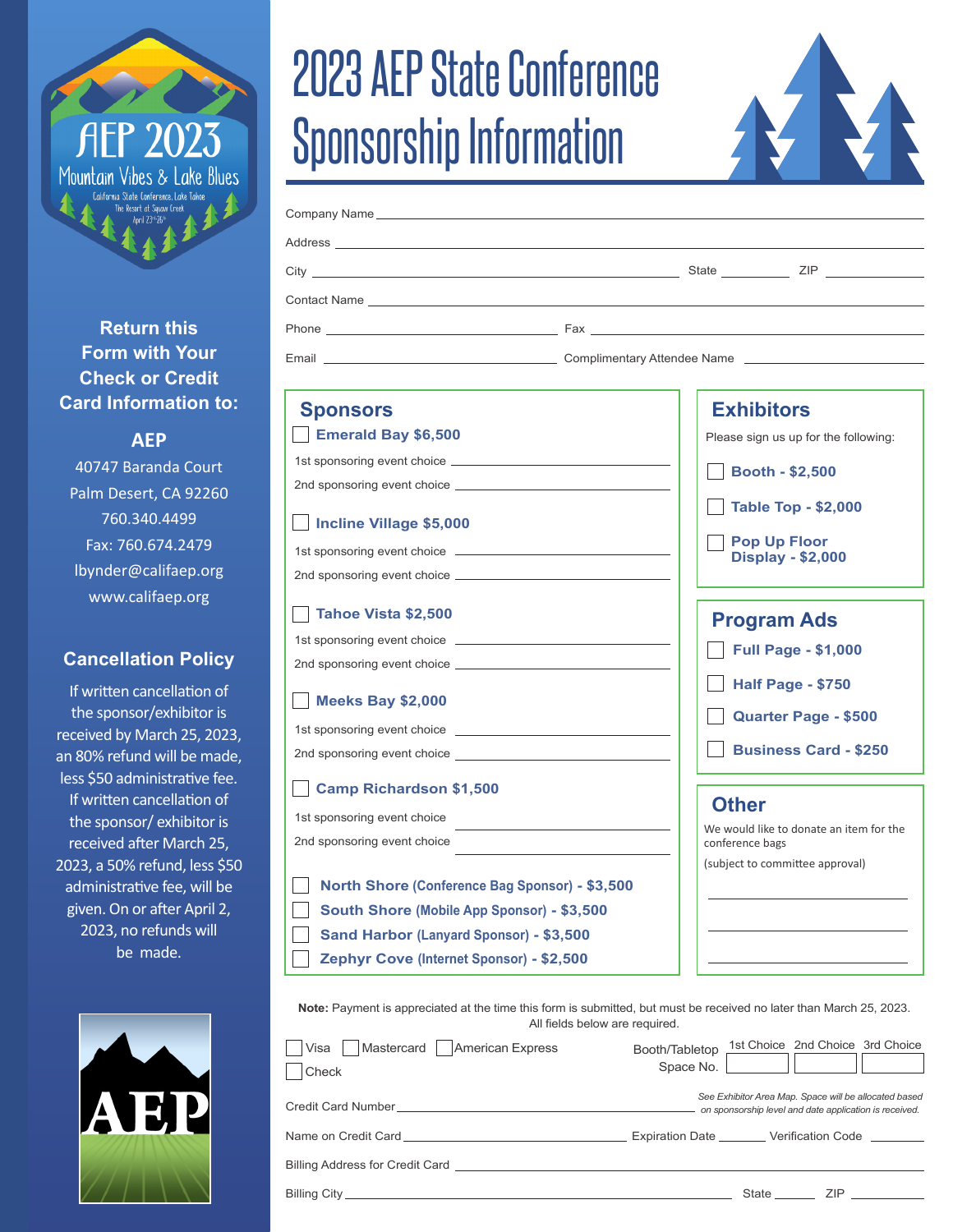# 2023 AEP State Conference Sponsorship Information

AEP 2023
Mountain Vibes & Lake Blues
California State Conference, Lake Tahoe
The Resort at Squaw Creek
April 23rd-26th

**Return this Form with Your Check or Credit Card Information to:**

**AEP**
40747 Baranda Court
Palm Desert, CA 92260
760.340.4499
Fax: 760.674.2479
lbynder@califaep.org
www.califaep.org

## Cancellation Policy

If written cancellation of the sponsor/exhibitor is received by March 25, 2023, an 80% refund will be made, less $50 administrative fee. If written cancellation of the sponsor/ exhibitor is received after March 25, 2023, a 50% refund, less $50 administrative fee, will be given. On or after April 2, 2023, no refunds will be made.

Company Name ______

Address ______

City ______ State ______ ZIP ______

Contact Name ______

Phone ______ Fax ______

Email ______ Complimentary Attendee Name ______

## Sponsors

☐ **Emerald Bay $6,500**

1st sponsoring event choice ______

2nd sponsoring event choice ______

☐ **Incline Village $5,000**

1st sponsoring event choice ______

2nd sponsoring event choice ______

☐ **Tahoe Vista $2,500**

1st sponsoring event choice ______

2nd sponsoring event choice ______

☐ **Meeks Bay $2,000**

1st sponsoring event choice ______

2nd sponsoring event choice ______

☐ **Camp Richardson $1,500**

1st sponsoring event choice ______

2nd sponsoring event choice ______

☐ **North Shore** (Conference Bag Sponsor) **- $3,500**
☐ **South Shore** (Mobile App Sponsor) **- $3,500**
☐ **Sand Harbor** (Lanyard Sponsor) **- $3,500**
☐ **Zephyr Cove** (Internet Sponsor) **- $2,500**

## Exhibitors

Please sign us up for the following:

☐ **Booth - $2,500**

☐ **Table Top - $2,000**

☐ **Pop Up Floor Display - $2,000**

## Program Ads

☐ **Full Page - $1,000**

☐ **Half Page - $750**

☐ **Quarter Page - $500**

☐ **Business Card - $250**

## Other

We would like to donate an item for the conference bags

(subject to committee approval)

______

______

______

**Note:** Payment is appreciated at the time this form is submitted, but must be received no later than March 25, 2023. All fields below are required.

☐ Visa ☐ Mastercard ☐ American Express
☐ Check

Booth/Tabletop Space No. 1st Choice ______ 2nd Choice ______ 3rd Choice ______

Credit Card Number ______

*See Exhibitor Area Map. Space will be allocated based on sponsorship level and date application is received.*

Name on Credit Card ______ Expiration Date ______ Verification Code ______

Billing Address for Credit Card ______

Billing City ______ State ______ ZIP ______

AEP